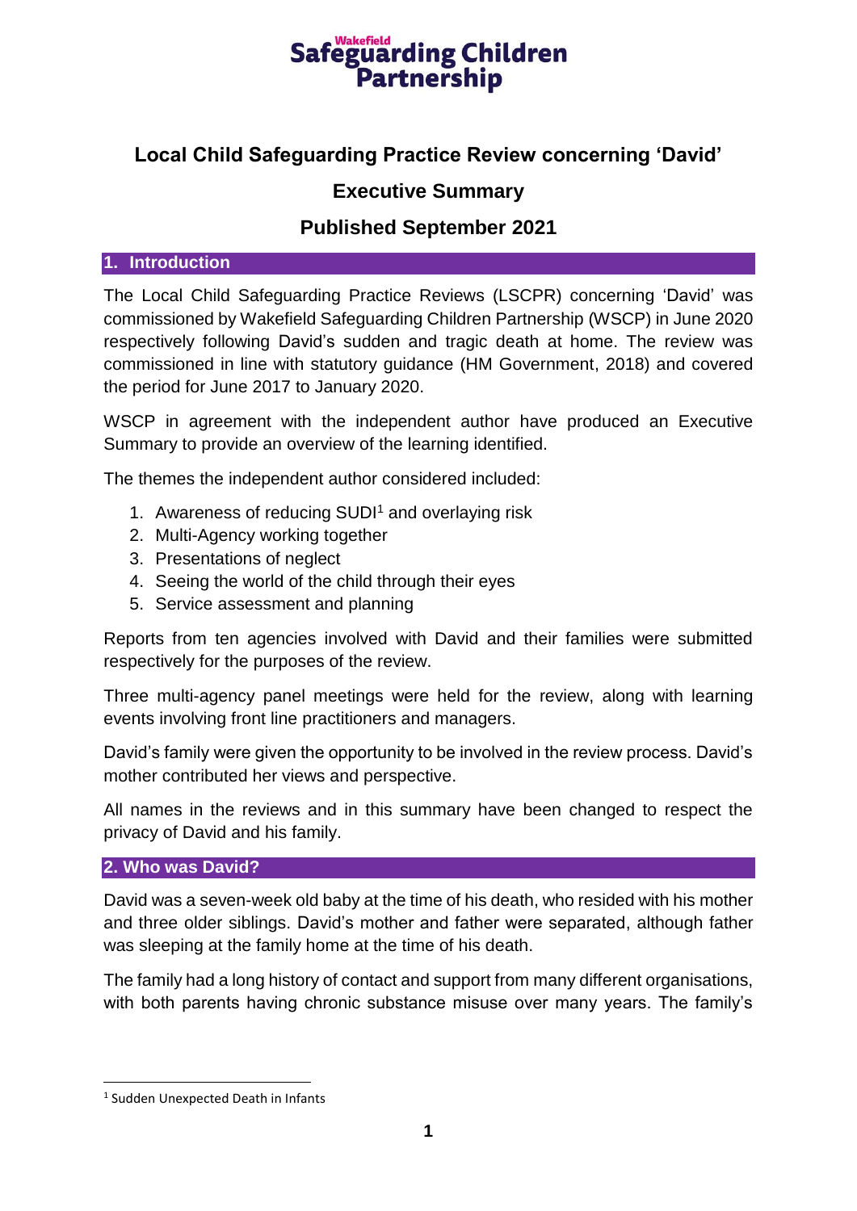# Wakefield Safeguarding Children Partnership

## Local Child Safeguarding Practice Review concerning 'David'

## Executive Summary

## Published September 2021

### 1. Introduction

The Local Child Safeguarding Practice Reviews (LSCPR) concerning 'David' was commissioned by Wakefield Safeguarding Children Partnership (WSCP) in June 2020 respectively following David's sudden and tragic death at home. The review was commissioned in line with statutory guidance (HM Government, 2018) and covered the period for June 2017 to January 2020.

WSCP in agreement with the independent author have produced an Executive Summary to provide an overview of the learning identified.

The themes the independent author considered included:

1. Awareness of reducing SUDI[1] and overlaying risk
2. Multi-Agency working together
3. Presentations of neglect
4. Seeing the world of the child through their eyes
5. Service assessment and planning

Reports from ten agencies involved with David and their families were submitted respectively for the purposes of the review.

Three multi-agency panel meetings were held for the review, along with learning events involving front line practitioners and managers.

David's family were given the opportunity to be involved in the review process. David's mother contributed her views and perspective.

All names in the reviews and in this summary have been changed to respect the privacy of David and his family.

### 2. Who was David?

David was a seven-week old baby at the time of his death, who resided with his mother and three older siblings. David's mother and father were separated, although father was sleeping at the family home at the time of his death.

The family had a long history of contact and support from many different organisations, with both parents having chronic substance misuse over many years. The family's

[1] Sudden Unexpected Death in Infants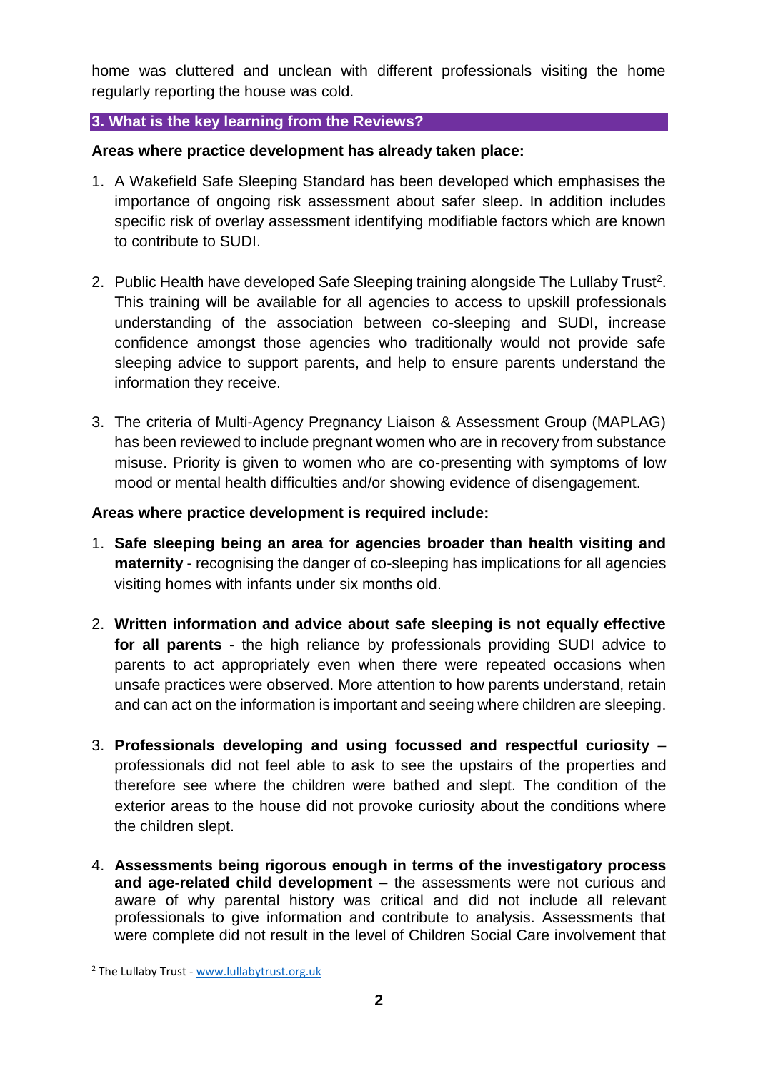home was cluttered and unclean with different professionals visiting the home regularly reporting the house was cold.

## 3. What is the key learning from the Reviews?

**Areas where practice development has already taken place:**

1. A Wakefield Safe Sleeping Standard has been developed which emphasises the importance of ongoing risk assessment about safer sleep. In addition includes specific risk of overlay assessment identifying modifiable factors which are known to contribute to SUDI.

2. Public Health have developed Safe Sleeping training alongside The Lullaby Trust[2]. This training will be available for all agencies to access to upskill professionals understanding of the association between co-sleeping and SUDI, increase confidence amongst those agencies who traditionally would not provide safe sleeping advice to support parents, and help to ensure parents understand the information they receive.

3. The criteria of Multi-Agency Pregnancy Liaison & Assessment Group (MAPLAG) has been reviewed to include pregnant women who are in recovery from substance misuse. Priority is given to women who are co-presenting with symptoms of low mood or mental health difficulties and/or showing evidence of disengagement.

**Areas where practice development is required include:**

1. **Safe sleeping being an area for agencies broader than health visiting and maternity** - recognising the danger of co-sleeping has implications for all agencies visiting homes with infants under six months old.

2. **Written information and advice about safe sleeping is not equally effective for all parents** - the high reliance by professionals providing SUDI advice to parents to act appropriately even when there were repeated occasions when unsafe practices were observed. More attention to how parents understand, retain and can act on the information is important and seeing where children are sleeping.

3. **Professionals developing and using focussed and respectful curiosity** – professionals did not feel able to ask to see the upstairs of the properties and therefore see where the children were bathed and slept. The condition of the exterior areas to the house did not provoke curiosity about the conditions where the children slept.

4. **Assessments being rigorous enough in terms of the investigatory process and age-related child development** – the assessments were not curious and aware of why parental history was critical and did not include all relevant professionals to give information and contribute to analysis. Assessments that were complete did not result in the level of Children Social Care involvement that

[2] The Lullaby Trust - www.lullabytrust.org.uk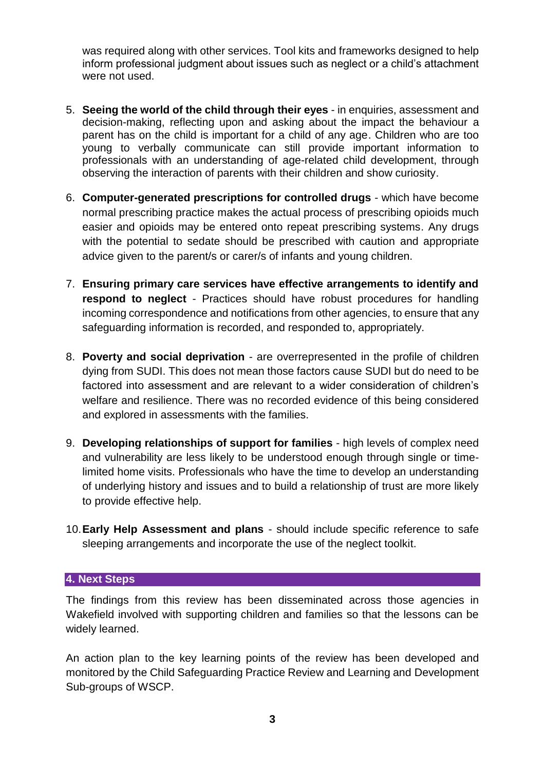was required along with other services. Tool kits and frameworks designed to help inform professional judgment about issues such as neglect or a child's attachment were not used.

5. **Seeing the world of the child through their eyes** - in enquiries, assessment and decision-making, reflecting upon and asking about the impact the behaviour a parent has on the child is important for a child of any age. Children who are too young to verbally communicate can still provide important information to professionals with an understanding of age-related child development, through observing the interaction of parents with their children and show curiosity.

6. **Computer-generated prescriptions for controlled drugs** - which have become normal prescribing practice makes the actual process of prescribing opioids much easier and opioids may be entered onto repeat prescribing systems. Any drugs with the potential to sedate should be prescribed with caution and appropriate advice given to the parent/s or carer/s of infants and young children.

7. **Ensuring primary care services have effective arrangements to identify and respond to neglect** - Practices should have robust procedures for handling incoming correspondence and notifications from other agencies, to ensure that any safeguarding information is recorded, and responded to, appropriately.

8. **Poverty and social deprivation** - are overrepresented in the profile of children dying from SUDI. This does not mean those factors cause SUDI but do need to be factored into assessment and are relevant to a wider consideration of children's welfare and resilience. There was no recorded evidence of this being considered and explored in assessments with the families.

9. **Developing relationships of support for families** - high levels of complex need and vulnerability are less likely to be understood enough through single or time-limited home visits. Professionals who have the time to develop an understanding of underlying history and issues and to build a relationship of trust are more likely to provide effective help.

10. **Early Help Assessment and plans** - should include specific reference to safe sleeping arrangements and incorporate the use of the neglect toolkit.

## 4. Next Steps

The findings from this review has been disseminated across those agencies in Wakefield involved with supporting children and families so that the lessons can be widely learned.

An action plan to the key learning points of the review has been developed and monitored by the Child Safeguarding Practice Review and Learning and Development Sub-groups of WSCP.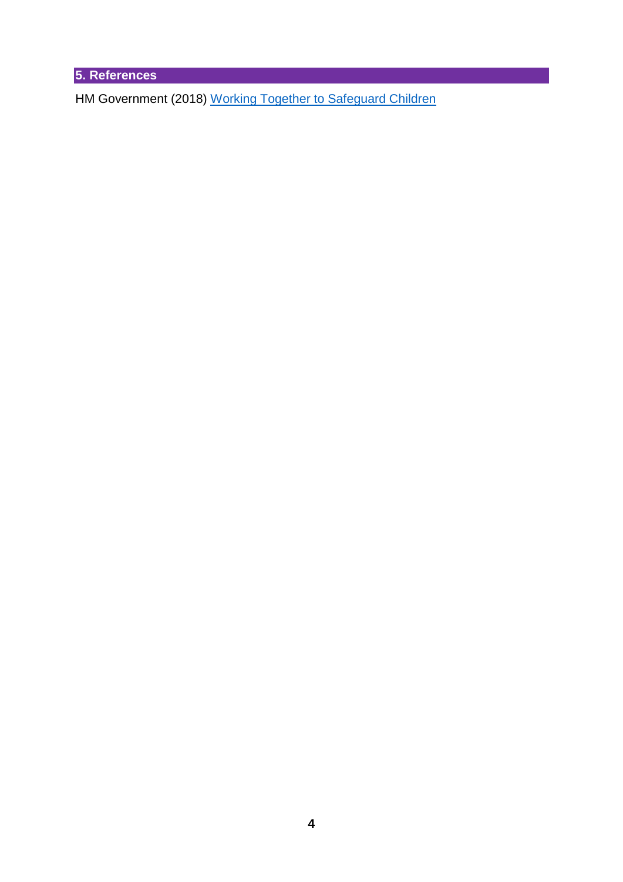## 5. References

HM Government (2018) Working Together to Safeguard Children